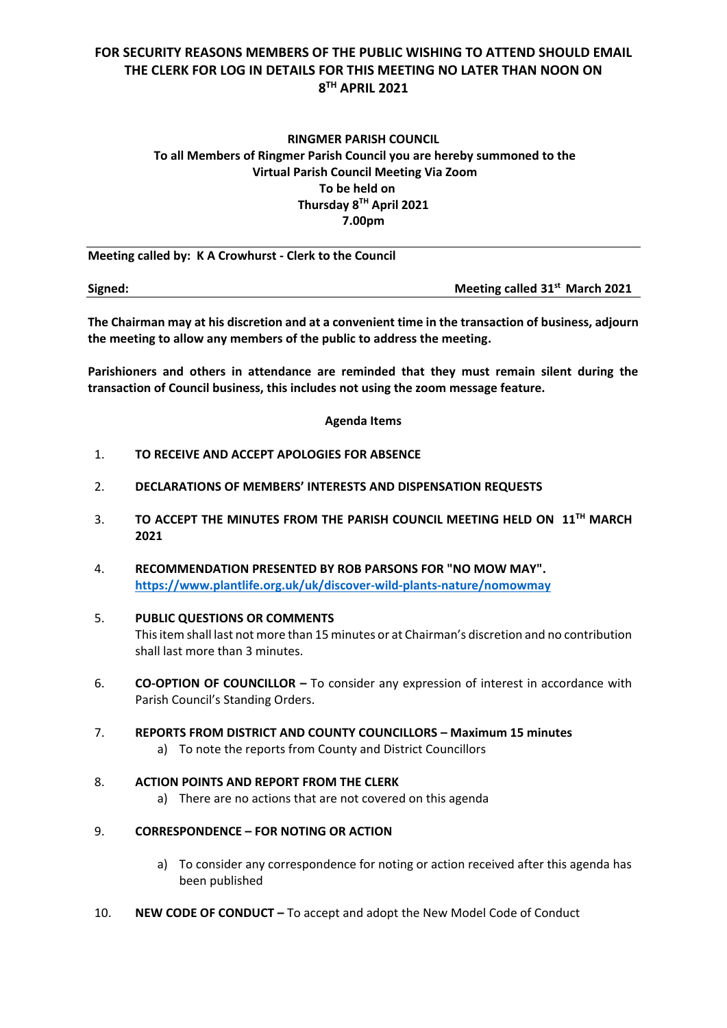**FOR SECURITY REASONS MEMBERS OF THE PUBLIC WISHING TO ATTEND SHOULD EMAIL THE CLERK FOR LOG IN DETAILS FOR THIS MEETING NO LATER THAN NOON ON 8TH APRIL 2021**

**RINGMER PARISH COUNCIL**
**To all Members of Ringmer Parish Council you are hereby summoned to the Virtual Parish Council Meeting Via Zoom**
**To be held on**
**Thursday 8TH April 2021**
**7.00pm**

---

**Meeting called by: K A Crowhurst - Clerk to the Council**

**Signed:** **Meeting called 31st March 2021**

---

**The Chairman may at his discretion and at a convenient time in the transaction of business, adjourn the meeting to allow any members of the public to address the meeting.**

**Parishioners and others in attendance are reminded that they must remain silent during the transaction of Council business, this includes not using the zoom message feature.**

**Agenda Items**

1. **TO RECEIVE AND ACCEPT APOLOGIES FOR ABSENCE**

2. **DECLARATIONS OF MEMBERS' INTERESTS AND DISPENSATION REQUESTS**

3. **TO ACCEPT THE MINUTES FROM THE PARISH COUNCIL MEETING HELD ON 11TH MARCH 2021**

4. **RECOMMENDATION PRESENTED BY ROB PARSONS FOR "NO MOW MAY".**
   **https://www.plantlife.org.uk/uk/discover-wild-plants-nature/nomowmay**

5. **PUBLIC QUESTIONS OR COMMENTS**
   This item shall last not more than 15 minutes or at Chairman's discretion and no contribution shall last more than 3 minutes.

6. **CO-OPTION OF COUNCILLOR –** To consider any expression of interest in accordance with Parish Council's Standing Orders.

7. **REPORTS FROM DISTRICT AND COUNTY COUNCILLORS – Maximum 15 minutes**
   a) To note the reports from County and District Councillors

8. **ACTION POINTS AND REPORT FROM THE CLERK**
   a) There are no actions that are not covered on this agenda

9. **CORRESPONDENCE – FOR NOTING OR ACTION**
   a) To consider any correspondence for noting or action received after this agenda has been published

10. **NEW CODE OF CONDUCT –** To accept and adopt the New Model Code of Conduct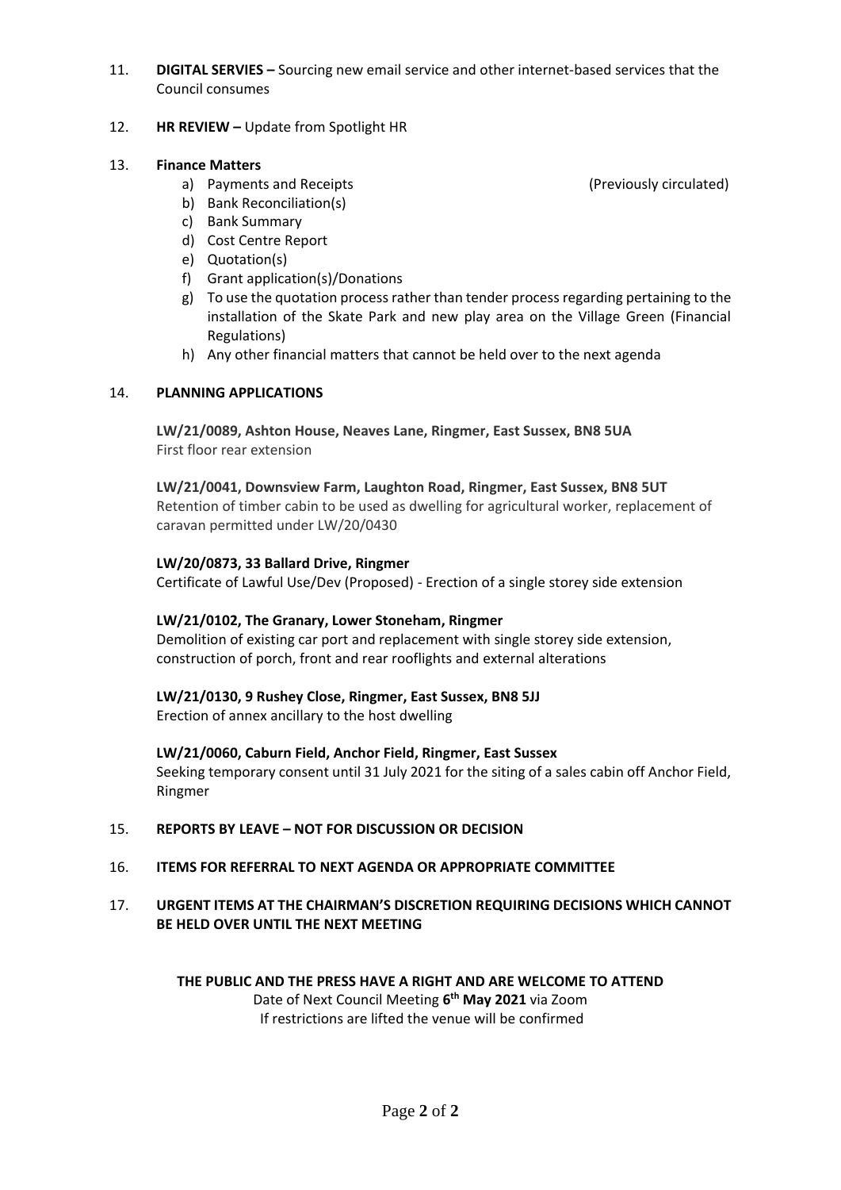11. **DIGITAL SERVIES –** Sourcing new email service and other internet-based services that the Council consumes

12. **HR REVIEW –** Update from Spotlight HR

13. **Finance Matters**
    a) Payments and Receipts (Previously circulated)
    b) Bank Reconciliation(s)
    c) Bank Summary
    d) Cost Centre Report
    e) Quotation(s)
    f) Grant application(s)/Donations
    g) To use the quotation process rather than tender process regarding pertaining to the installation of the Skate Park and new play area on the Village Green (Financial Regulations)
    h) Any other financial matters that cannot be held over to the next agenda

14. **PLANNING APPLICATIONS**

    **LW/21/0089, Ashton House, Neaves Lane, Ringmer, East Sussex, BN8 5UA**
    First floor rear extension

    **LW/21/0041, Downsview Farm, Laughton Road, Ringmer, East Sussex, BN8 5UT**
    Retention of timber cabin to be used as dwelling for agricultural worker, replacement of caravan permitted under LW/20/0430

    **LW/20/0873, 33 Ballard Drive, Ringmer**
    Certificate of Lawful Use/Dev (Proposed) - Erection of a single storey side extension

    **LW/21/0102, The Granary, Lower Stoneham, Ringmer**
    Demolition of existing car port and replacement with single storey side extension, construction of porch, front and rear rooflights and external alterations

    **LW/21/0130, 9 Rushey Close, Ringmer, East Sussex, BN8 5JJ**
    Erection of annex ancillary to the host dwelling

    **LW/21/0060, Caburn Field, Anchor Field, Ringmer, East Sussex**
    Seeking temporary consent until 31 July 2021 for the siting of a sales cabin off Anchor Field, Ringmer

15. **REPORTS BY LEAVE – NOT FOR DISCUSSION OR DECISION**

16. **ITEMS FOR REFERRAL TO NEXT AGENDA OR APPROPRIATE COMMITTEE**

17. **URGENT ITEMS AT THE CHAIRMAN'S DISCRETION REQUIRING DECISIONS WHICH CANNOT BE HELD OVER UNTIL THE NEXT MEETING**

**THE PUBLIC AND THE PRESS HAVE A RIGHT AND ARE WELCOME TO ATTEND**

Date of Next Council Meeting **6th May 2021** via Zoom

If restrictions are lifted the venue will be confirmed